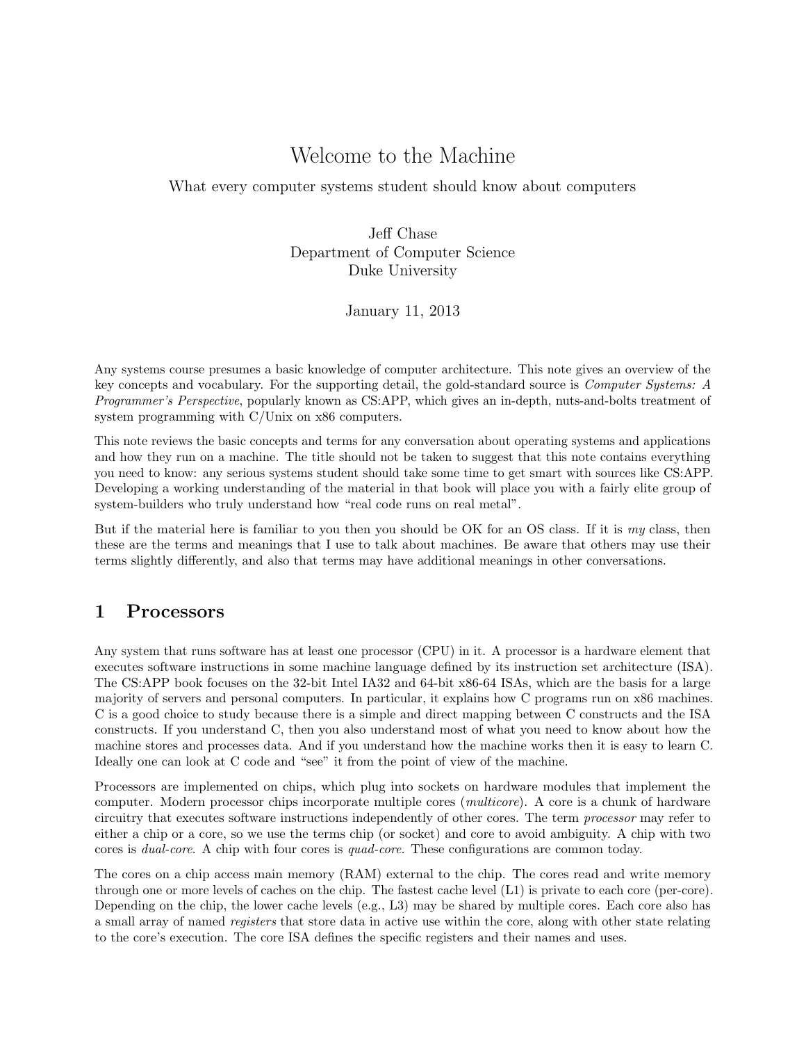# Welcome to the Machine

What every computer systems student should know about computers

Jeff Chase
Department of Computer Science
Duke University

January 11, 2013

Any systems course presumes a basic knowledge of computer architecture. This note gives an overview of the key concepts and vocabulary. For the supporting detail, the gold-standard source is *Computer Systems: A Programmer's Perspective*, popularly known as CS:APP, which gives an in-depth, nuts-and-bolts treatment of system programming with C/Unix on x86 computers.

This note reviews the basic concepts and terms for any conversation about operating systems and applications and how they run on a machine. The title should not be taken to suggest that this note contains everything you need to know: any serious systems student should take some time to get smart with sources like CS:APP. Developing a working understanding of the material in that book will place you with a fairly elite group of system-builders who truly understand how "real code runs on real metal".

But if the material here is familiar to you then you should be OK for an OS class. If it is *my* class, then these are the terms and meanings that I use to talk about machines. Be aware that others may use their terms slightly differently, and also that terms may have additional meanings in other conversations.

## 1 Processors

Any system that runs software has at least one processor (CPU) in it. A processor is a hardware element that executes software instructions in some machine language defined by its instruction set architecture (ISA). The CS:APP book focuses on the 32-bit Intel IA32 and 64-bit x86-64 ISAs, which are the basis for a large majority of servers and personal computers. In particular, it explains how C programs run on x86 machines. C is a good choice to study because there is a simple and direct mapping between C constructs and the ISA constructs. If you understand C, then you also understand most of what you need to know about how the machine stores and processes data. And if you understand how the machine works then it is easy to learn C. Ideally one can look at C code and "see" it from the point of view of the machine.

Processors are implemented on chips, which plug into sockets on hardware modules that implement the computer. Modern processor chips incorporate multiple cores (*multicore*). A core is a chunk of hardware circuitry that executes software instructions independently of other cores. The term *processor* may refer to either a chip or a core, so we use the terms chip (or socket) and core to avoid ambiguity. A chip with two cores is *dual-core*. A chip with four cores is *quad-core*. These configurations are common today.

The cores on a chip access main memory (RAM) external to the chip. The cores read and write memory through one or more levels of caches on the chip. The fastest cache level (L1) is private to each core (per-core). Depending on the chip, the lower cache levels (e.g., L3) may be shared by multiple cores. Each core also has a small array of named *registers* that store data in active use within the core, along with other state relating to the core's execution. The core ISA defines the specific registers and their names and uses.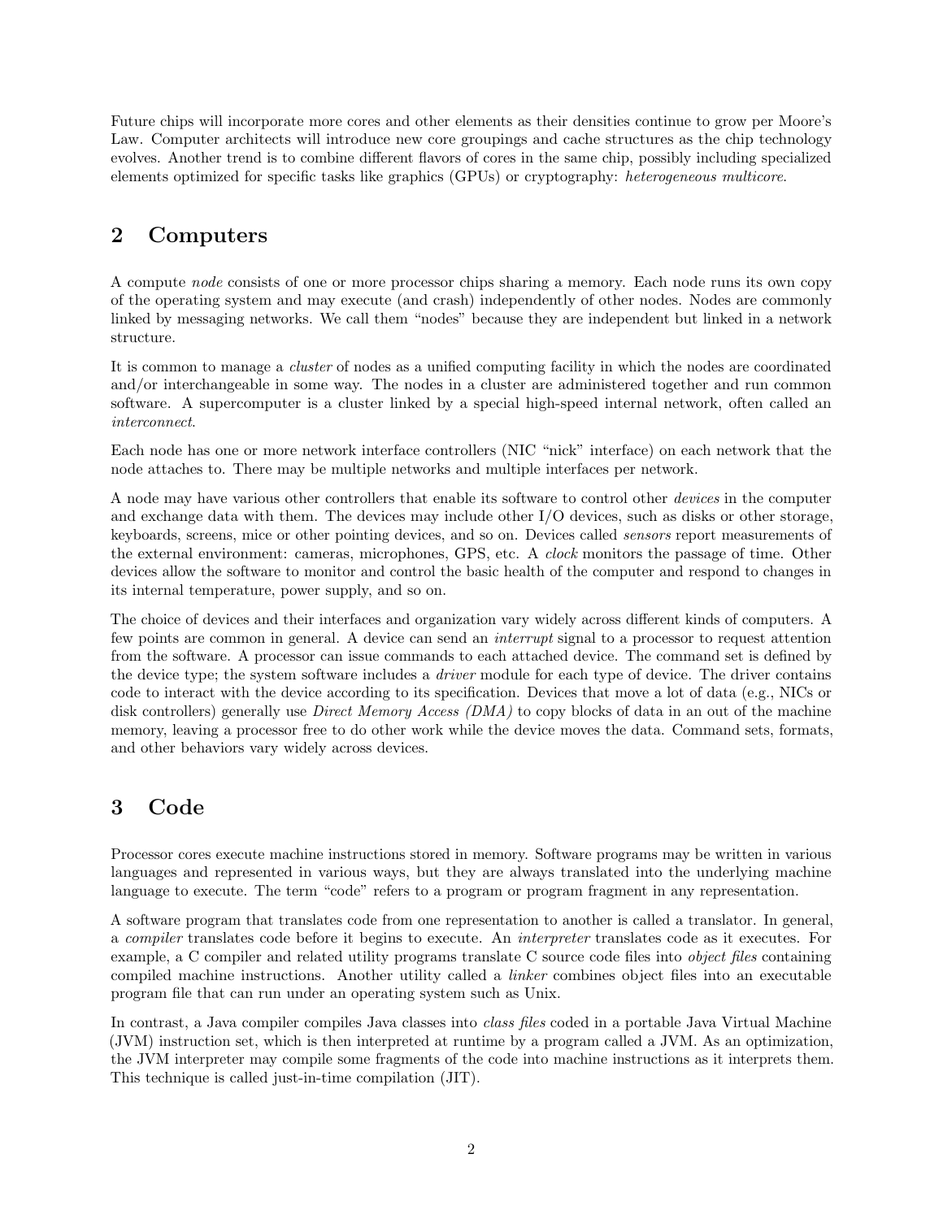Future chips will incorporate more cores and other elements as their densities continue to grow per Moore's Law. Computer architects will introduce new core groupings and cache structures as the chip technology evolves. Another trend is to combine different flavors of cores in the same chip, possibly including specialized elements optimized for specific tasks like graphics (GPUs) or cryptography: *heterogeneous multicore*.

## 2 Computers

A compute *node* consists of one or more processor chips sharing a memory. Each node runs its own copy of the operating system and may execute (and crash) independently of other nodes. Nodes are commonly linked by messaging networks. We call them "nodes" because they are independent but linked in a network structure.

It is common to manage a *cluster* of nodes as a unified computing facility in which the nodes are coordinated and/or interchangeable in some way. The nodes in a cluster are administered together and run common software. A supercomputer is a cluster linked by a special high-speed internal network, often called an *interconnect*.

Each node has one or more network interface controllers (NIC "nick" interface) on each network that the node attaches to. There may be multiple networks and multiple interfaces per network.

A node may have various other controllers that enable its software to control other *devices* in the computer and exchange data with them. The devices may include other I/O devices, such as disks or other storage, keyboards, screens, mice or other pointing devices, and so on. Devices called *sensors* report measurements of the external environment: cameras, microphones, GPS, etc. A *clock* monitors the passage of time. Other devices allow the software to monitor and control the basic health of the computer and respond to changes in its internal temperature, power supply, and so on.

The choice of devices and their interfaces and organization vary widely across different kinds of computers. A few points are common in general. A device can send an *interrupt* signal to a processor to request attention from the software. A processor can issue commands to each attached device. The command set is defined by the device type; the system software includes a *driver* module for each type of device. The driver contains code to interact with the device according to its specification. Devices that move a lot of data (e.g., NICs or disk controllers) generally use *Direct Memory Access (DMA)* to copy blocks of data in an out of the machine memory, leaving a processor free to do other work while the device moves the data. Command sets, formats, and other behaviors vary widely across devices.

## 3 Code

Processor cores execute machine instructions stored in memory. Software programs may be written in various languages and represented in various ways, but they are always translated into the underlying machine language to execute. The term "code" refers to a program or program fragment in any representation.

A software program that translates code from one representation to another is called a translator. In general, a *compiler* translates code before it begins to execute. An *interpreter* translates code as it executes. For example, a C compiler and related utility programs translate C source code files into *object files* containing compiled machine instructions. Another utility called a *linker* combines object files into an executable program file that can run under an operating system such as Unix.

In contrast, a Java compiler compiles Java classes into *class files* coded in a portable Java Virtual Machine (JVM) instruction set, which is then interpreted at runtime by a program called a JVM. As an optimization, the JVM interpreter may compile some fragments of the code into machine instructions as it interprets them. This technique is called just-in-time compilation (JIT).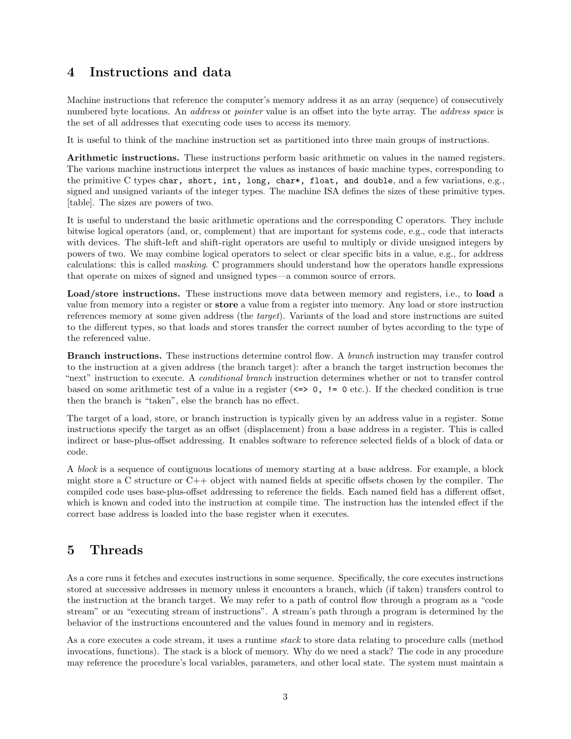## 4 Instructions and data

Machine instructions that reference the computer's memory address it as an array (sequence) of consecutively numbered byte locations. An *address* or *pointer* value is an offset into the byte array. The *address space* is the set of all addresses that executing code uses to access its memory.

It is useful to think of the machine instruction set as partitioned into three main groups of instructions.

**Arithmetic instructions.** These instructions perform basic arithmetic on values in the named registers. The various machine instructions interpret the values as instances of basic machine types, corresponding to the primitive C types `char, short, int, long, char*, float, and double`, and a few variations, e.g., signed and unsigned variants of the integer types. The machine ISA defines the sizes of these primitive types. [table]. The sizes are powers of two.

It is useful to understand the basic arithmetic operations and the corresponding C operators. They include bitwise logical operators (and, or, complement) that are important for systems code, e.g., code that interacts with devices. The shift-left and shift-right operators are useful to multiply or divide unsigned integers by powers of two. We may combine logical operators to select or clear specific bits in a value, e.g., for address calculations: this is called *masking*. C programmers should understand how the operators handle expressions that operate on mixes of signed and unsigned types—a common source of errors.

**Load/store instructions.** These instructions move data between memory and registers, i.e., to **load** a value from memory into a register or **store** a value from a register into memory. Any load or store instruction references memory at some given address (the *target*). Variants of the load and store instructions are suited to the different types, so that loads and stores transfer the correct number of bytes according to the type of the referenced value.

**Branch instructions.** These instructions determine control flow. A *branch* instruction may transfer control to the instruction at a given address (the branch target): after a branch the target instruction becomes the "next" instruction to execute. A *conditional branch* instruction determines whether or not to transfer control based on some arithmetic test of a value in a register (`<=> 0, != 0` etc.). If the checked condition is true then the branch is "taken", else the branch has no effect.

The target of a load, store, or branch instruction is typically given by an address value in a register. Some instructions specify the target as an offset (displacement) from a base address in a register. This is called indirect or base-plus-offset addressing. It enables software to reference selected fields of a block of data or code.

A *block* is a sequence of contiguous locations of memory starting at a base address. For example, a block might store a C structure or C++ object with named fields at specific offsets chosen by the compiler. The compiled code uses base-plus-offset addressing to reference the fields. Each named field has a different offset, which is known and coded into the instruction at compile time. The instruction has the intended effect if the correct base address is loaded into the base register when it executes.

## 5 Threads

As a core runs it fetches and executes instructions in some sequence. Specifically, the core executes instructions stored at successive addresses in memory unless it encounters a branch, which (if taken) transfers control to the instruction at the branch target. We may refer to a path of control flow through a program as a "code stream" or an "executing stream of instructions". A stream's path through a program is determined by the behavior of the instructions encountered and the values found in memory and in registers.

As a core executes a code stream, it uses a runtime *stack* to store data relating to procedure calls (method invocations, functions). The stack is a block of memory. Why do we need a stack? The code in any procedure may reference the procedure's local variables, parameters, and other local state. The system must maintain a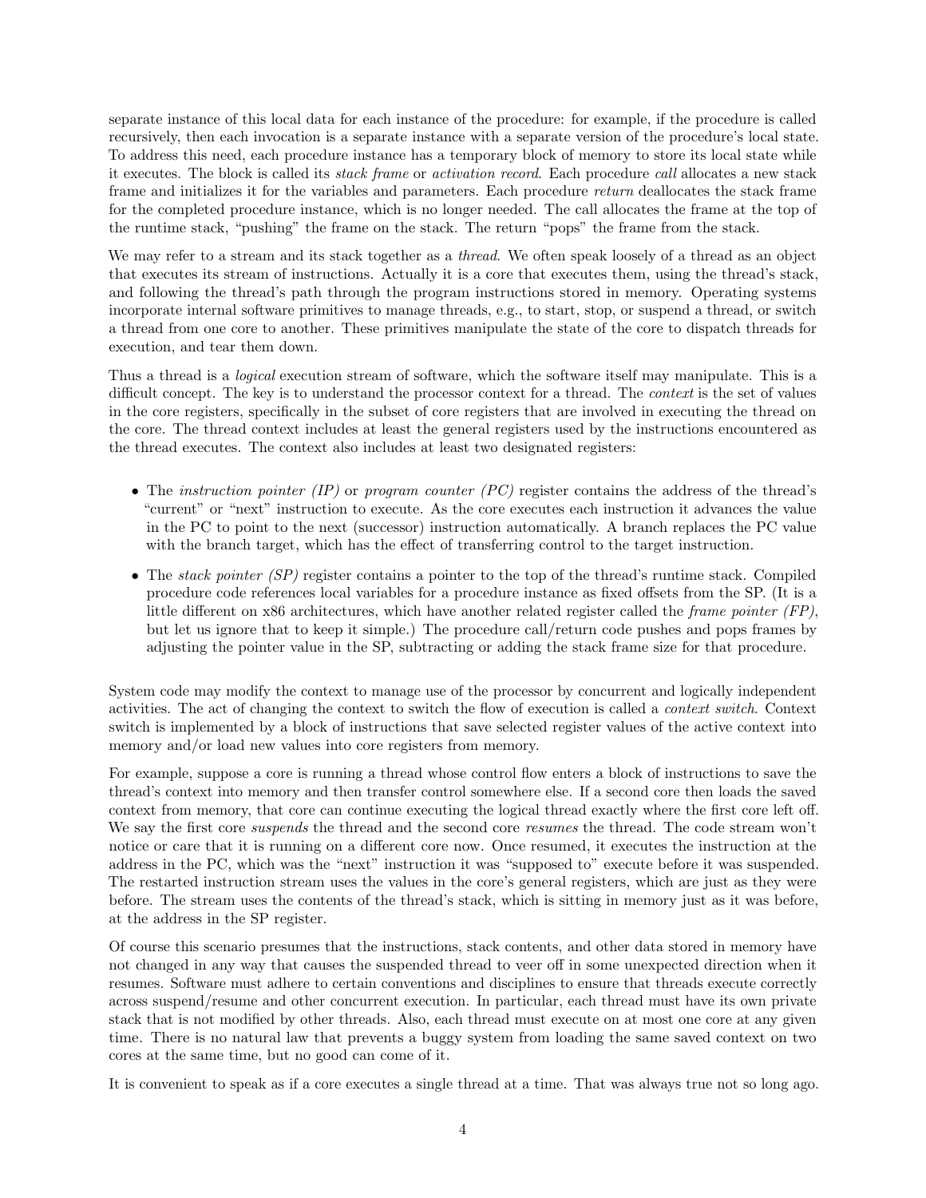separate instance of this local data for each instance of the procedure: for example, if the procedure is called recursively, then each invocation is a separate instance with a separate version of the procedure's local state. To address this need, each procedure instance has a temporary block of memory to store its local state while it executes. The block is called its *stack frame* or *activation record*. Each procedure *call* allocates a new stack frame and initializes it for the variables and parameters. Each procedure *return* deallocates the stack frame for the completed procedure instance, which is no longer needed. The call allocates the frame at the top of the runtime stack, "pushing" the frame on the stack. The return "pops" the frame from the stack.

We may refer to a stream and its stack together as a *thread*. We often speak loosely of a thread as an object that executes its stream of instructions. Actually it is a core that executes them, using the thread's stack, and following the thread's path through the program instructions stored in memory. Operating systems incorporate internal software primitives to manage threads, e.g., to start, stop, or suspend a thread, or switch a thread from one core to another. These primitives manipulate the state of the core to dispatch threads for execution, and tear them down.

Thus a thread is a *logical* execution stream of software, which the software itself may manipulate. This is a difficult concept. The key is to understand the processor context for a thread. The *context* is the set of values in the core registers, specifically in the subset of core registers that are involved in executing the thread on the core. The thread context includes at least the general registers used by the instructions encountered as the thread executes. The context also includes at least two designated registers:

- The *instruction pointer (IP)* or *program counter (PC)* register contains the address of the thread's "current" or "next" instruction to execute. As the core executes each instruction it advances the value in the PC to point to the next (successor) instruction automatically. A branch replaces the PC value with the branch target, which has the effect of transferring control to the target instruction.
- The *stack pointer (SP)* register contains a pointer to the top of the thread's runtime stack. Compiled procedure code references local variables for a procedure instance as fixed offsets from the SP. (It is a little different on x86 architectures, which have another related register called the *frame pointer (FP)*, but let us ignore that to keep it simple.) The procedure call/return code pushes and pops frames by adjusting the pointer value in the SP, subtracting or adding the stack frame size for that procedure.

System code may modify the context to manage use of the processor by concurrent and logically independent activities. The act of changing the context to switch the flow of execution is called a *context switch*. Context switch is implemented by a block of instructions that save selected register values of the active context into memory and/or load new values into core registers from memory.

For example, suppose a core is running a thread whose control flow enters a block of instructions to save the thread's context into memory and then transfer control somewhere else. If a second core then loads the saved context from memory, that core can continue executing the logical thread exactly where the first core left off. We say the first core *suspends* the thread and the second core *resumes* the thread. The code stream won't notice or care that it is running on a different core now. Once resumed, it executes the instruction at the address in the PC, which was the "next" instruction it was "supposed to" execute before it was suspended. The restarted instruction stream uses the values in the core's general registers, which are just as they were before. The stream uses the contents of the thread's stack, which is sitting in memory just as it was before, at the address in the SP register.

Of course this scenario presumes that the instructions, stack contents, and other data stored in memory have not changed in any way that causes the suspended thread to veer off in some unexpected direction when it resumes. Software must adhere to certain conventions and disciplines to ensure that threads execute correctly across suspend/resume and other concurrent execution. In particular, each thread must have its own private stack that is not modified by other threads. Also, each thread must execute on at most one core at any given time. There is no natural law that prevents a buggy system from loading the same saved context on two cores at the same time, but no good can come of it.

It is convenient to speak as if a core executes a single thread at a time. That was always true not so long ago.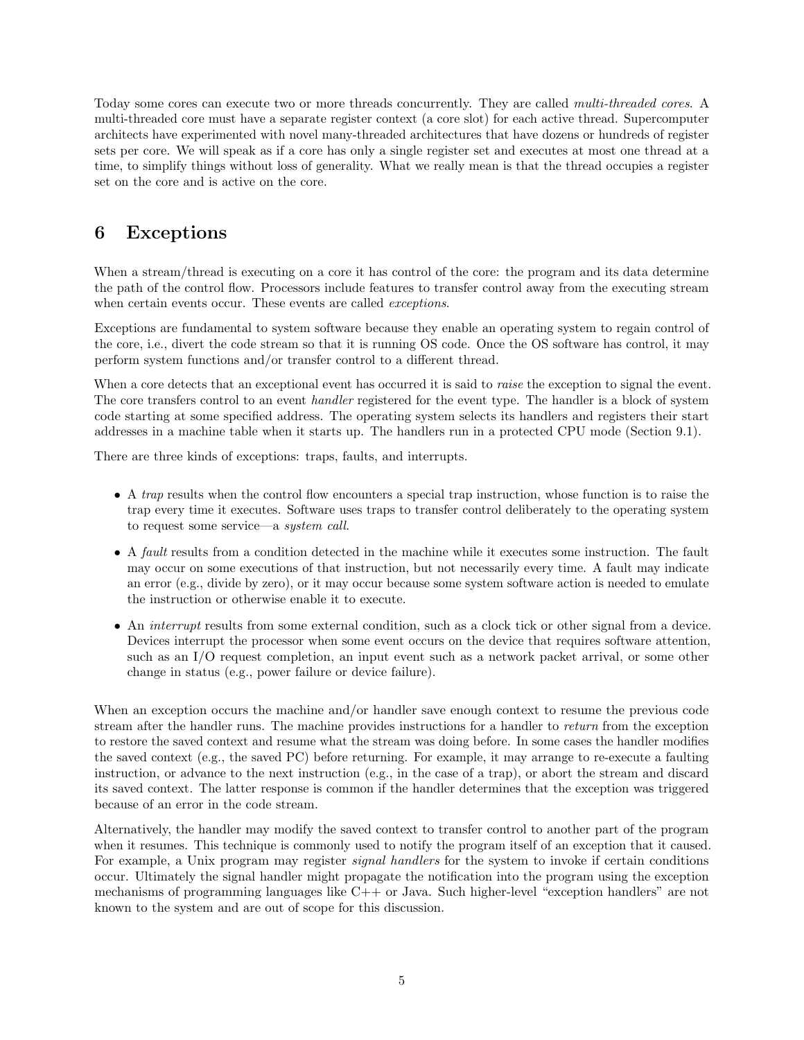Today some cores can execute two or more threads concurrently. They are called *multi-threaded cores*. A multi-threaded core must have a separate register context (a core slot) for each active thread. Supercomputer architects have experimented with novel many-threaded architectures that have dozens or hundreds of register sets per core. We will speak as if a core has only a single register set and executes at most one thread at a time, to simplify things without loss of generality. What we really mean is that the thread occupies a register set on the core and is active on the core.

# 6 Exceptions

When a stream/thread is executing on a core it has control of the core: the program and its data determine the path of the control flow. Processors include features to transfer control away from the executing stream when certain events occur. These events are called *exceptions*.

Exceptions are fundamental to system software because they enable an operating system to regain control of the core, i.e., divert the code stream so that it is running OS code. Once the OS software has control, it may perform system functions and/or transfer control to a different thread.

When a core detects that an exceptional event has occurred it is said to *raise* the exception to signal the event. The core transfers control to an event *handler* registered for the event type. The handler is a block of system code starting at some specified address. The operating system selects its handlers and registers their start addresses in a machine table when it starts up. The handlers run in a protected CPU mode (Section 9.1).

There are three kinds of exceptions: traps, faults, and interrupts.

- A *trap* results when the control flow encounters a special trap instruction, whose function is to raise the trap every time it executes. Software uses traps to transfer control deliberately to the operating system to request some service—a *system call*.
- A *fault* results from a condition detected in the machine while it executes some instruction. The fault may occur on some executions of that instruction, but not necessarily every time. A fault may indicate an error (e.g., divide by zero), or it may occur because some system software action is needed to emulate the instruction or otherwise enable it to execute.
- An *interrupt* results from some external condition, such as a clock tick or other signal from a device. Devices interrupt the processor when some event occurs on the device that requires software attention, such as an I/O request completion, an input event such as a network packet arrival, or some other change in status (e.g., power failure or device failure).

When an exception occurs the machine and/or handler save enough context to resume the previous code stream after the handler runs. The machine provides instructions for a handler to *return* from the exception to restore the saved context and resume what the stream was doing before. In some cases the handler modifies the saved context (e.g., the saved PC) before returning. For example, it may arrange to re-execute a faulting instruction, or advance to the next instruction (e.g., in the case of a trap), or abort the stream and discard its saved context. The latter response is common if the handler determines that the exception was triggered because of an error in the code stream.

Alternatively, the handler may modify the saved context to transfer control to another part of the program when it resumes. This technique is commonly used to notify the program itself of an exception that it caused. For example, a Unix program may register *signal handlers* for the system to invoke if certain conditions occur. Ultimately the signal handler might propagate the notification into the program using the exception mechanisms of programming languages like C++ or Java. Such higher-level "exception handlers" are not known to the system and are out of scope for this discussion.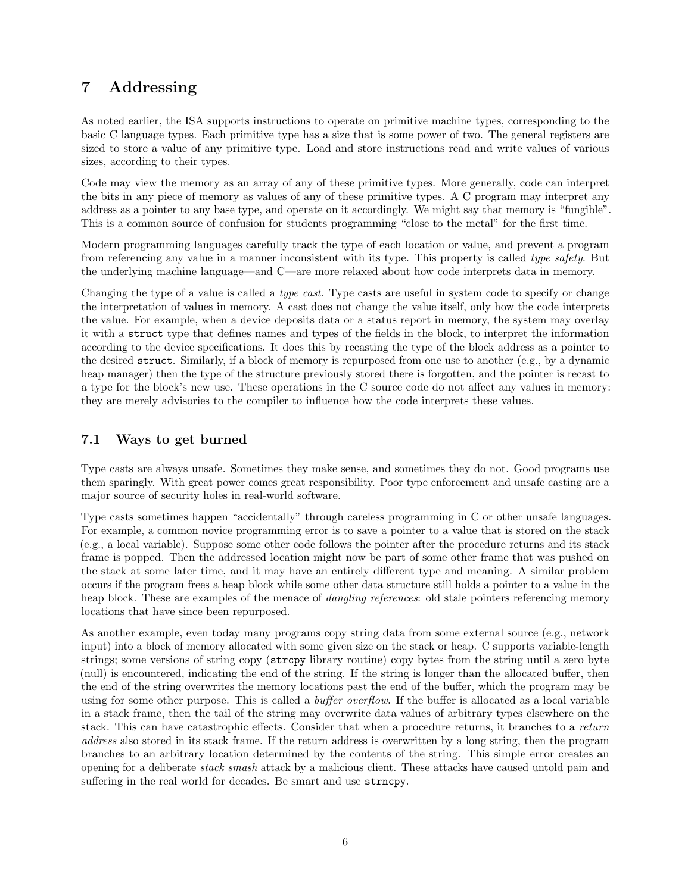# 7 Addressing

As noted earlier, the ISA supports instructions to operate on primitive machine types, corresponding to the basic C language types. Each primitive type has a size that is some power of two. The general registers are sized to store a value of any primitive type. Load and store instructions read and write values of various sizes, according to their types.

Code may view the memory as an array of any of these primitive types. More generally, code can interpret the bits in any piece of memory as values of any of these primitive types. A C program may interpret any address as a pointer to any base type, and operate on it accordingly. We might say that memory is "fungible". This is a common source of confusion for students programming "close to the metal" for the first time.

Modern programming languages carefully track the type of each location or value, and prevent a program from referencing any value in a manner inconsistent with its type. This property is called *type safety*. But the underlying machine language—and C—are more relaxed about how code interprets data in memory.

Changing the type of a value is called a *type cast*. Type casts are useful in system code to specify or change the interpretation of values in memory. A cast does not change the value itself, only how the code interprets the value. For example, when a device deposits data or a status report in memory, the system may overlay it with a `struct` type that defines names and types of the fields in the block, to interpret the information according to the device specifications. It does this by recasting the type of the block address as a pointer to the desired `struct`. Similarly, if a block of memory is repurposed from one use to another (e.g., by a dynamic heap manager) then the type of the structure previously stored there is forgotten, and the pointer is recast to a type for the block's new use. These operations in the C source code do not affect any values in memory: they are merely advisories to the compiler to influence how the code interprets these values.

## 7.1 Ways to get burned

Type casts are always unsafe. Sometimes they make sense, and sometimes they do not. Good programs use them sparingly. With great power comes great responsibility. Poor type enforcement and unsafe casting are a major source of security holes in real-world software.

Type casts sometimes happen "accidentally" through careless programming in C or other unsafe languages. For example, a common novice programming error is to save a pointer to a value that is stored on the stack (e.g., a local variable). Suppose some other code follows the pointer after the procedure returns and its stack frame is popped. Then the addressed location might now be part of some other frame that was pushed on the stack at some later time, and it may have an entirely different type and meaning. A similar problem occurs if the program frees a heap block while some other data structure still holds a pointer to a value in the heap block. These are examples of the menace of *dangling references*: old stale pointers referencing memory locations that have since been repurposed.

As another example, even today many programs copy string data from some external source (e.g., network input) into a block of memory allocated with some given size on the stack or heap. C supports variable-length strings; some versions of string copy (`strcpy` library routine) copy bytes from the string until a zero byte (null) is encountered, indicating the end of the string. If the string is longer than the allocated buffer, then the end of the string overwrites the memory locations past the end of the buffer, which the program may be using for some other purpose. This is called a *buffer overflow*. If the buffer is allocated as a local variable in a stack frame, then the tail of the string may overwrite data values of arbitrary types elsewhere on the stack. This can have catastrophic effects. Consider that when a procedure returns, it branches to a *return address* also stored in its stack frame. If the return address is overwritten by a long string, then the program branches to an arbitrary location determined by the contents of the string. This simple error creates an opening for a deliberate *stack smash* attack by a malicious client. These attacks have caused untold pain and suffering in the real world for decades. Be smart and use `strncpy`.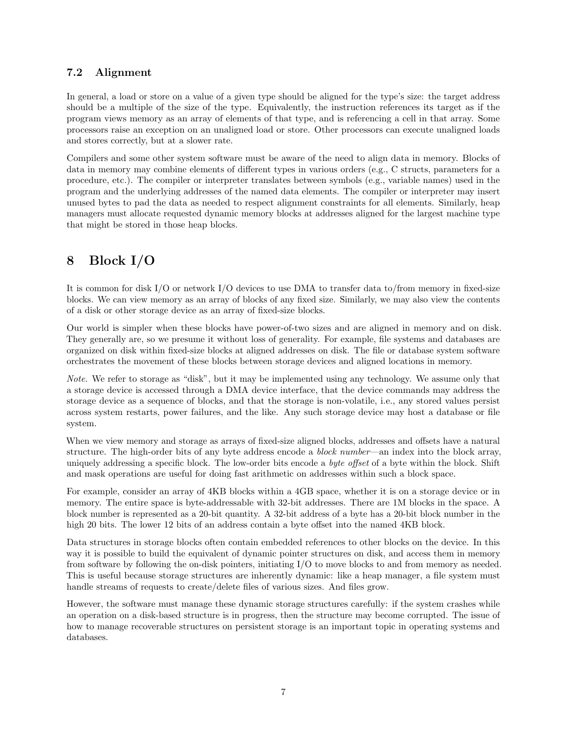### 7.2 Alignment

In general, a load or store on a value of a given type should be aligned for the type's size: the target address should be a multiple of the size of the type. Equivalently, the instruction references its target as if the program views memory as an array of elements of that type, and is referencing a cell in that array. Some processors raise an exception on an unaligned load or store. Other processors can execute unaligned loads and stores correctly, but at a slower rate.

Compilers and some other system software must be aware of the need to align data in memory. Blocks of data in memory may combine elements of different types in various orders (e.g., C structs, parameters for a procedure, etc.). The compiler or interpreter translates between symbols (e.g., variable names) used in the program and the underlying addresses of the named data elements. The compiler or interpreter may insert unused bytes to pad the data as needed to respect alignment constraints for all elements. Similarly, heap managers must allocate requested dynamic memory blocks at addresses aligned for the largest machine type that might be stored in those heap blocks.

## 8 Block I/O

It is common for disk I/O or network I/O devices to use DMA to transfer data to/from memory in fixed-size blocks. We can view memory as an array of blocks of any fixed size. Similarly, we may also view the contents of a disk or other storage device as an array of fixed-size blocks.

Our world is simpler when these blocks have power-of-two sizes and are aligned in memory and on disk. They generally are, so we presume it without loss of generality. For example, file systems and databases are organized on disk within fixed-size blocks at aligned addresses on disk. The file or database system software orchestrates the movement of these blocks between storage devices and aligned locations in memory.

*Note.* We refer to storage as "disk", but it may be implemented using any technology. We assume only that a storage device is accessed through a DMA device interface, that the device commands may address the storage device as a sequence of blocks, and that the storage is non-volatile, i.e., any stored values persist across system restarts, power failures, and the like. Any such storage device may host a database or file system.

When we view memory and storage as arrays of fixed-size aligned blocks, addresses and offsets have a natural structure. The high-order bits of any byte address encode a *block number*—an index into the block array, uniquely addressing a specific block. The low-order bits encode a *byte offset* of a byte within the block. Shift and mask operations are useful for doing fast arithmetic on addresses within such a block space.

For example, consider an array of 4KB blocks within a 4GB space, whether it is on a storage device or in memory. The entire space is byte-addressable with 32-bit addresses. There are 1M blocks in the space. A block number is represented as a 20-bit quantity. A 32-bit address of a byte has a 20-bit block number in the high 20 bits. The lower 12 bits of an address contain a byte offset into the named 4KB block.

Data structures in storage blocks often contain embedded references to other blocks on the device. In this way it is possible to build the equivalent of dynamic pointer structures on disk, and access them in memory from software by following the on-disk pointers, initiating I/O to move blocks to and from memory as needed. This is useful because storage structures are inherently dynamic: like a heap manager, a file system must handle streams of requests to create/delete files of various sizes. And files grow.

However, the software must manage these dynamic storage structures carefully: if the system crashes while an operation on a disk-based structure is in progress, then the structure may become corrupted. The issue of how to manage recoverable structures on persistent storage is an important topic in operating systems and databases.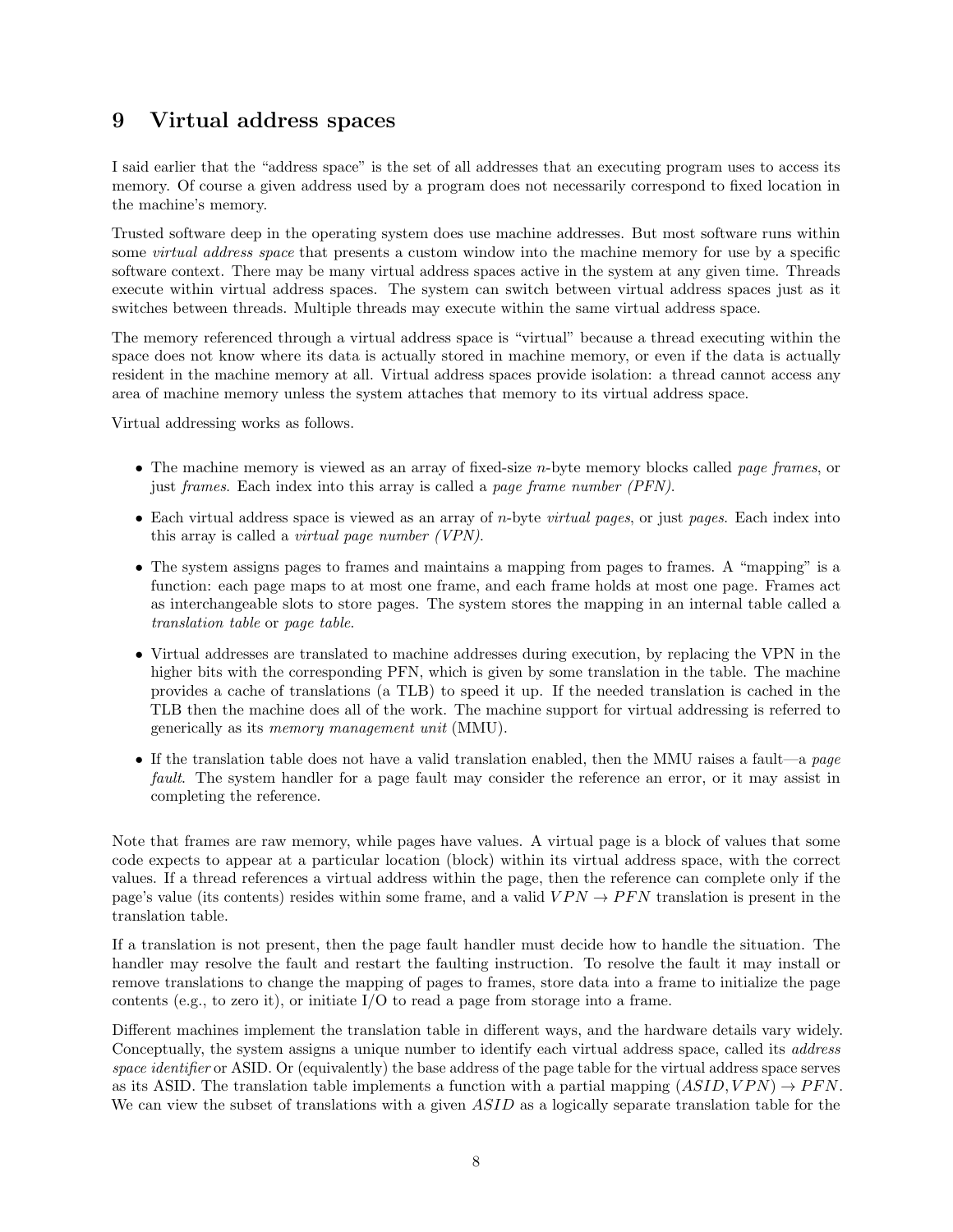## 9 Virtual address spaces

I said earlier that the "address space" is the set of all addresses that an executing program uses to access its memory. Of course a given address used by a program does not necessarily correspond to fixed location in the machine's memory.

Trusted software deep in the operating system does use machine addresses. But most software runs within some *virtual address space* that presents a custom window into the machine memory for use by a specific software context. There may be many virtual address spaces active in the system at any given time. Threads execute within virtual address spaces. The system can switch between virtual address spaces just as it switches between threads. Multiple threads may execute within the same virtual address space.

The memory referenced through a virtual address space is "virtual" because a thread executing within the space does not know where its data is actually stored in machine memory, or even if the data is actually resident in the machine memory at all. Virtual address spaces provide isolation: a thread cannot access any area of machine memory unless the system attaches that memory to its virtual address space.

Virtual addressing works as follows.

- The machine memory is viewed as an array of fixed-size $n$-byte memory blocks called *page frames*, or just *frames*. Each index into this array is called a *page frame number (PFN)*.
- Each virtual address space is viewed as an array of $n$-byte *virtual pages*, or just *pages*. Each index into this array is called a *virtual page number (VPN)*.
- The system assigns pages to frames and maintains a mapping from pages to frames. A "mapping" is a function: each page maps to at most one frame, and each frame holds at most one page. Frames act as interchangeable slots to store pages. The system stores the mapping in an internal table called a *translation table* or *page table*.
- Virtual addresses are translated to machine addresses during execution, by replacing the VPN in the higher bits with the corresponding PFN, which is given by some translation in the table. The machine provides a cache of translations (a TLB) to speed it up. If the needed translation is cached in the TLB then the machine does all of the work. The machine support for virtual addressing is referred to generically as its *memory management unit* (MMU).
- If the translation table does not have a valid translation enabled, then the MMU raises a fault—a *page fault*. The system handler for a page fault may consider the reference an error, or it may assist in completing the reference.

Note that frames are raw memory, while pages have values. A virtual page is a block of values that some code expects to appear at a particular location (block) within its virtual address space, with the correct values. If a thread references a virtual address within the page, then the reference can complete only if the page's value (its contents) resides within some frame, and a valid $VPN \rightarrow PFN$ translation is present in the translation table.

If a translation is not present, then the page fault handler must decide how to handle the situation. The handler may resolve the fault and restart the faulting instruction. To resolve the fault it may install or remove translations to change the mapping of pages to frames, store data into a frame to initialize the page contents (e.g., to zero it), or initiate I/O to read a page from storage into a frame.

Different machines implement the translation table in different ways, and the hardware details vary widely. Conceptually, the system assigns a unique number to identify each virtual address space, called its *address space identifier* or ASID. Or (equivalently) the base address of the page table for the virtual address space serves as its ASID. The translation table implements a function with a partial mapping $(ASID, VPN) \rightarrow PFN$. We can view the subset of translations with a given $ASID$ as a logically separate translation table for the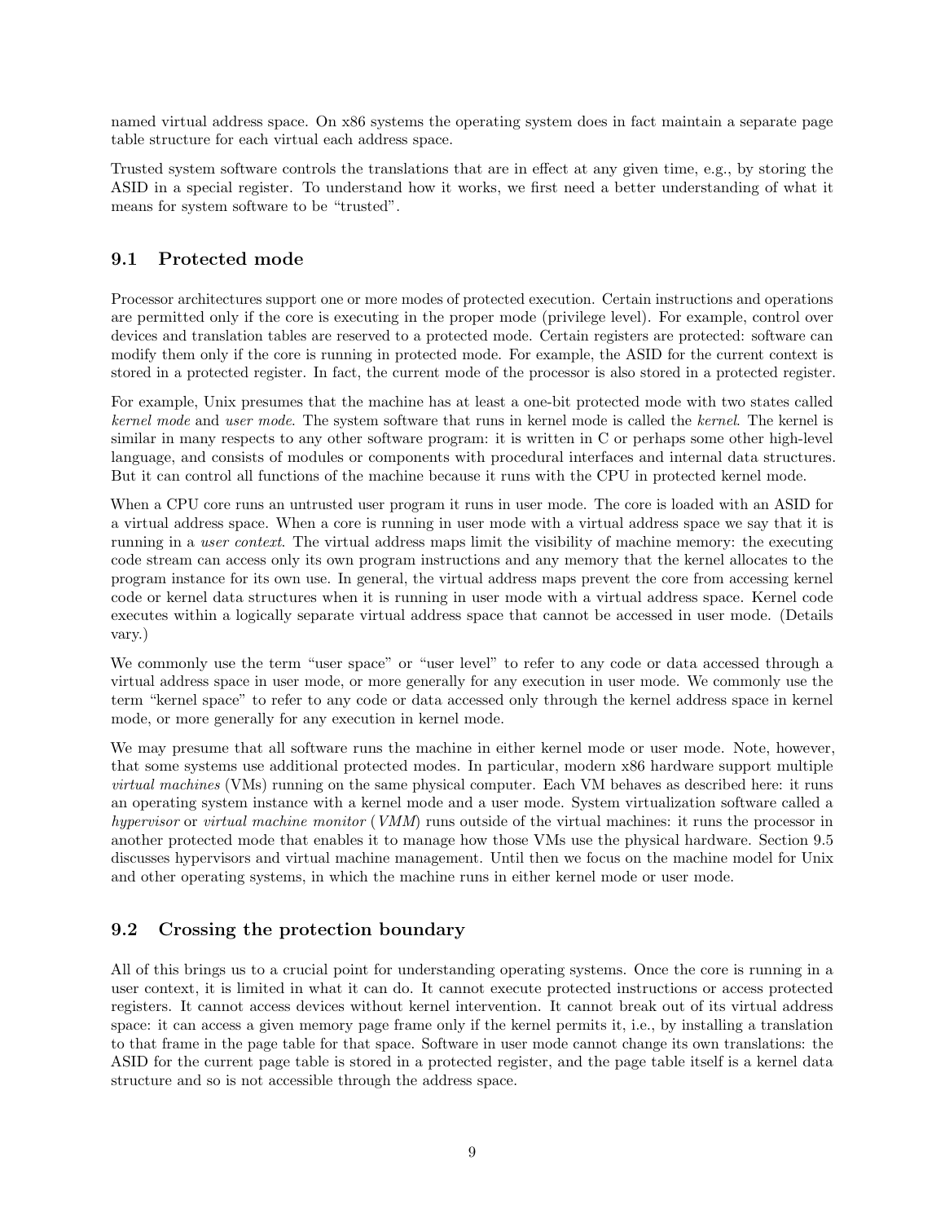named virtual address space. On x86 systems the operating system does in fact maintain a separate page table structure for each virtual each address space.

Trusted system software controls the translations that are in effect at any given time, e.g., by storing the ASID in a special register. To understand how it works, we first need a better understanding of what it means for system software to be "trusted".

## 9.1 Protected mode

Processor architectures support one or more modes of protected execution. Certain instructions and operations are permitted only if the core is executing in the proper mode (privilege level). For example, control over devices and translation tables are reserved to a protected mode. Certain registers are protected: software can modify them only if the core is running in protected mode. For example, the ASID for the current context is stored in a protected register. In fact, the current mode of the processor is also stored in a protected register.

For example, Unix presumes that the machine has at least a one-bit protected mode with two states called *kernel mode* and *user mode*. The system software that runs in kernel mode is called the *kernel*. The kernel is similar in many respects to any other software program: it is written in C or perhaps some other high-level language, and consists of modules or components with procedural interfaces and internal data structures. But it can control all functions of the machine because it runs with the CPU in protected kernel mode.

When a CPU core runs an untrusted user program it runs in user mode. The core is loaded with an ASID for a virtual address space. When a core is running in user mode with a virtual address space we say that it is running in a *user context*. The virtual address maps limit the visibility of machine memory: the executing code stream can access only its own program instructions and any memory that the kernel allocates to the program instance for its own use. In general, the virtual address maps prevent the core from accessing kernel code or kernel data structures when it is running in user mode with a virtual address space. Kernel code executes within a logically separate virtual address space that cannot be accessed in user mode. (Details vary.)

We commonly use the term "user space" or "user level" to refer to any code or data accessed through a virtual address space in user mode, or more generally for any execution in user mode. We commonly use the term "kernel space" to refer to any code or data accessed only through the kernel address space in kernel mode, or more generally for any execution in kernel mode.

We may presume that all software runs the machine in either kernel mode or user mode. Note, however, that some systems use additional protected modes. In particular, modern x86 hardware support multiple *virtual machines* (VMs) running on the same physical computer. Each VM behaves as described here: it runs an operating system instance with a kernel mode and a user mode. System virtualization software called a *hypervisor* or *virtual machine monitor* (*VMM*) runs outside of the virtual machines: it runs the processor in another protected mode that enables it to manage how those VMs use the physical hardware. Section 9.5 discusses hypervisors and virtual machine management. Until then we focus on the machine model for Unix and other operating systems, in which the machine runs in either kernel mode or user mode.

## 9.2 Crossing the protection boundary

All of this brings us to a crucial point for understanding operating systems. Once the core is running in a user context, it is limited in what it can do. It cannot execute protected instructions or access protected registers. It cannot access devices without kernel intervention. It cannot break out of its virtual address space: it can access a given memory page frame only if the kernel permits it, i.e., by installing a translation to that frame in the page table for that space. Software in user mode cannot change its own translations: the ASID for the current page table is stored in a protected register, and the page table itself is a kernel data structure and so is not accessible through the address space.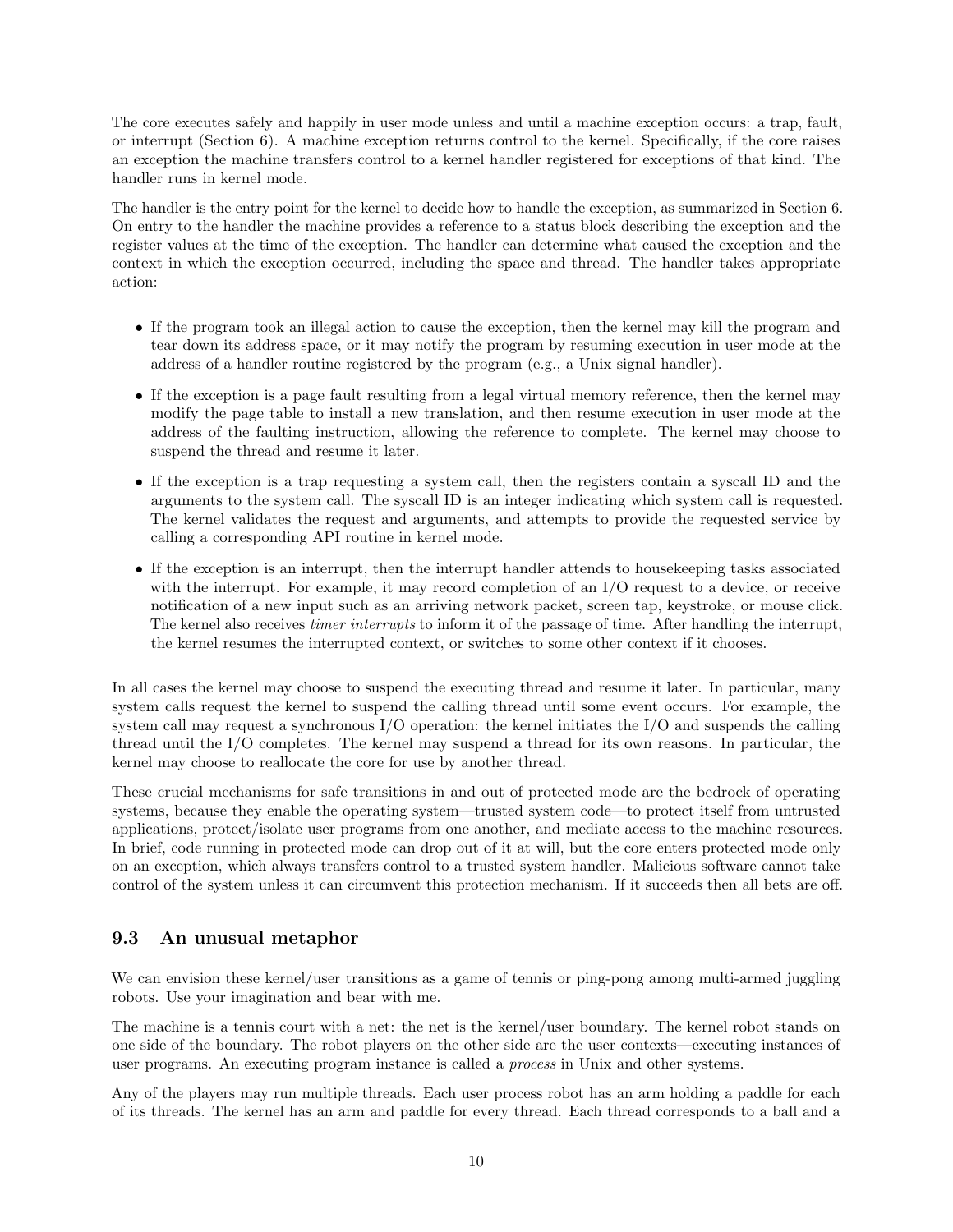The core executes safely and happily in user mode unless and until a machine exception occurs: a trap, fault, or interrupt (Section 6). A machine exception returns control to the kernel. Specifically, if the core raises an exception the machine transfers control to a kernel handler registered for exceptions of that kind. The handler runs in kernel mode.

The handler is the entry point for the kernel to decide how to handle the exception, as summarized in Section 6. On entry to the handler the machine provides a reference to a status block describing the exception and the register values at the time of the exception. The handler can determine what caused the exception and the context in which the exception occurred, including the space and thread. The handler takes appropriate action:

- If the program took an illegal action to cause the exception, then the kernel may kill the program and tear down its address space, or it may notify the program by resuming execution in user mode at the address of a handler routine registered by the program (e.g., a Unix signal handler).
- If the exception is a page fault resulting from a legal virtual memory reference, then the kernel may modify the page table to install a new translation, and then resume execution in user mode at the address of the faulting instruction, allowing the reference to complete. The kernel may choose to suspend the thread and resume it later.
- If the exception is a trap requesting a system call, then the registers contain a syscall ID and the arguments to the system call. The syscall ID is an integer indicating which system call is requested. The kernel validates the request and arguments, and attempts to provide the requested service by calling a corresponding API routine in kernel mode.
- If the exception is an interrupt, then the interrupt handler attends to housekeeping tasks associated with the interrupt. For example, it may record completion of an I/O request to a device, or receive notification of a new input such as an arriving network packet, screen tap, keystroke, or mouse click. The kernel also receives *timer interrupts* to inform it of the passage of time. After handling the interrupt, the kernel resumes the interrupted context, or switches to some other context if it chooses.

In all cases the kernel may choose to suspend the executing thread and resume it later. In particular, many system calls request the kernel to suspend the calling thread until some event occurs. For example, the system call may request a synchronous I/O operation: the kernel initiates the I/O and suspends the calling thread until the I/O completes. The kernel may suspend a thread for its own reasons. In particular, the kernel may choose to reallocate the core for use by another thread.

These crucial mechanisms for safe transitions in and out of protected mode are the bedrock of operating systems, because they enable the operating system—trusted system code—to protect itself from untrusted applications, protect/isolate user programs from one another, and mediate access to the machine resources. In brief, code running in protected mode can drop out of it at will, but the core enters protected mode only on an exception, which always transfers control to a trusted system handler. Malicious software cannot take control of the system unless it can circumvent this protection mechanism. If it succeeds then all bets are off.

### 9.3 An unusual metaphor

We can envision these kernel/user transitions as a game of tennis or ping-pong among multi-armed juggling robots. Use your imagination and bear with me.

The machine is a tennis court with a net: the net is the kernel/user boundary. The kernel robot stands on one side of the boundary. The robot players on the other side are the user contexts—executing instances of user programs. An executing program instance is called a *process* in Unix and other systems.

Any of the players may run multiple threads. Each user process robot has an arm holding a paddle for each of its threads. The kernel has an arm and paddle for every thread. Each thread corresponds to a ball and a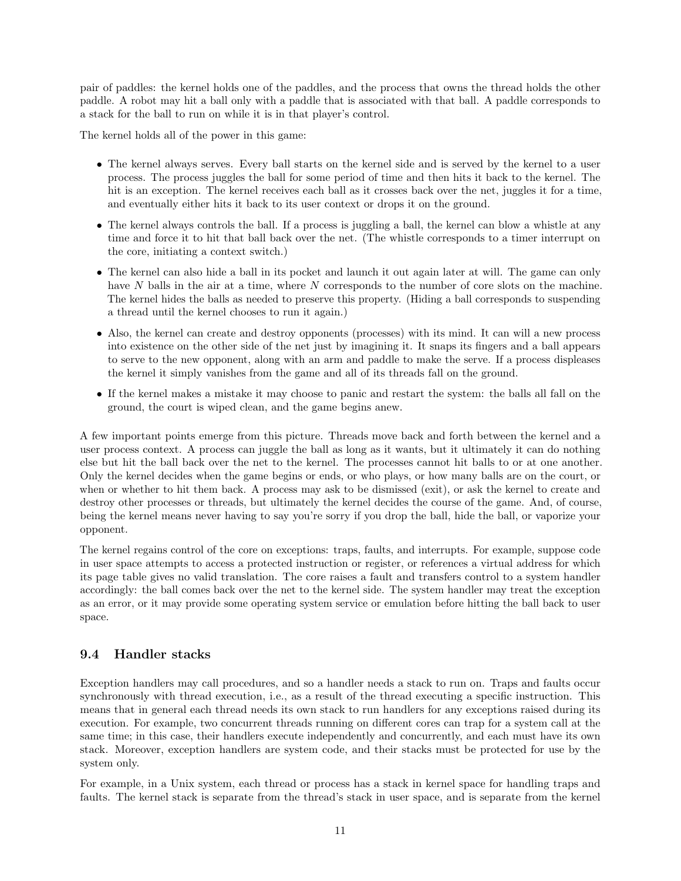pair of paddles: the kernel holds one of the paddles, and the process that owns the thread holds the other paddle. A robot may hit a ball only with a paddle that is associated with that ball. A paddle corresponds to a stack for the ball to run on while it is in that player's control.

The kernel holds all of the power in this game:

- The kernel always serves. Every ball starts on the kernel side and is served by the kernel to a user process. The process juggles the ball for some period of time and then hits it back to the kernel. The hit is an exception. The kernel receives each ball as it crosses back over the net, juggles it for a time, and eventually either hits it back to its user context or drops it on the ground.
- The kernel always controls the ball. If a process is juggling a ball, the kernel can blow a whistle at any time and force it to hit that ball back over the net. (The whistle corresponds to a timer interrupt on the core, initiating a context switch.)
- The kernel can also hide a ball in its pocket and launch it out again later at will. The game can only have $N$ balls in the air at a time, where $N$ corresponds to the number of core slots on the machine. The kernel hides the balls as needed to preserve this property. (Hiding a ball corresponds to suspending a thread until the kernel chooses to run it again.)
- Also, the kernel can create and destroy opponents (processes) with its mind. It can will a new process into existence on the other side of the net just by imagining it. It snaps its fingers and a ball appears to serve to the new opponent, along with an arm and paddle to make the serve. If a process displeases the kernel it simply vanishes from the game and all of its threads fall on the ground.
- If the kernel makes a mistake it may choose to panic and restart the system: the balls all fall on the ground, the court is wiped clean, and the game begins anew.

A few important points emerge from this picture. Threads move back and forth between the kernel and a user process context. A process can juggle the ball as long as it wants, but it ultimately it can do nothing else but hit the ball back over the net to the kernel. The processes cannot hit balls to or at one another. Only the kernel decides when the game begins or ends, or who plays, or how many balls are on the court, or when or whether to hit them back. A process may ask to be dismissed (exit), or ask the kernel to create and destroy other processes or threads, but ultimately the kernel decides the course of the game. And, of course, being the kernel means never having to say you're sorry if you drop the ball, hide the ball, or vaporize your opponent.

The kernel regains control of the core on exceptions: traps, faults, and interrupts. For example, suppose code in user space attempts to access a protected instruction or register, or references a virtual address for which its page table gives no valid translation. The core raises a fault and transfers control to a system handler accordingly: the ball comes back over the net to the kernel side. The system handler may treat the exception as an error, or it may provide some operating system service or emulation before hitting the ball back to user space.

## 9.4 Handler stacks

Exception handlers may call procedures, and so a handler needs a stack to run on. Traps and faults occur synchronously with thread execution, i.e., as a result of the thread executing a specific instruction. This means that in general each thread needs its own stack to run handlers for any exceptions raised during its execution. For example, two concurrent threads running on different cores can trap for a system call at the same time; in this case, their handlers execute independently and concurrently, and each must have its own stack. Moreover, exception handlers are system code, and their stacks must be protected for use by the system only.

For example, in a Unix system, each thread or process has a stack in kernel space for handling traps and faults. The kernel stack is separate from the thread's stack in user space, and is separate from the kernel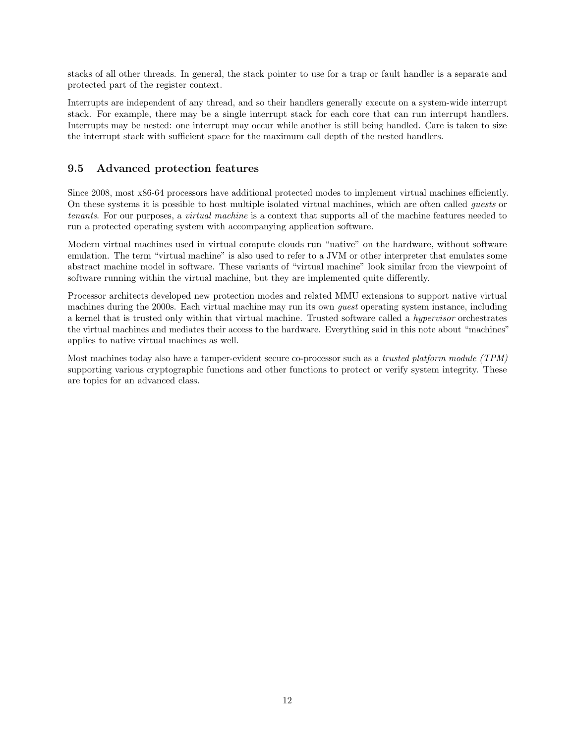stacks of all other threads. In general, the stack pointer to use for a trap or fault handler is a separate and protected part of the register context.

Interrupts are independent of any thread, and so their handlers generally execute on a system-wide interrupt stack. For example, there may be a single interrupt stack for each core that can run interrupt handlers. Interrupts may be nested: one interrupt may occur while another is still being handled. Care is taken to size the interrupt stack with sufficient space for the maximum call depth of the nested handlers.

## 9.5 Advanced protection features

Since 2008, most x86-64 processors have additional protected modes to implement virtual machines efficiently. On these systems it is possible to host multiple isolated virtual machines, which are often called *guests* or *tenants*. For our purposes, a *virtual machine* is a context that supports all of the machine features needed to run a protected operating system with accompanying application software.

Modern virtual machines used in virtual compute clouds run "native" on the hardware, without software emulation. The term "virtual machine" is also used to refer to a JVM or other interpreter that emulates some abstract machine model in software. These variants of "virtual machine" look similar from the viewpoint of software running within the virtual machine, but they are implemented quite differently.

Processor architects developed new protection modes and related MMU extensions to support native virtual machines during the 2000s. Each virtual machine may run its own *guest* operating system instance, including a kernel that is trusted only within that virtual machine. Trusted software called a *hypervisor* orchestrates the virtual machines and mediates their access to the hardware. Everything said in this note about "machines" applies to native virtual machines as well.

Most machines today also have a tamper-evident secure co-processor such as a *trusted platform module (TPM)* supporting various cryptographic functions and other functions to protect or verify system integrity. These are topics for an advanced class.